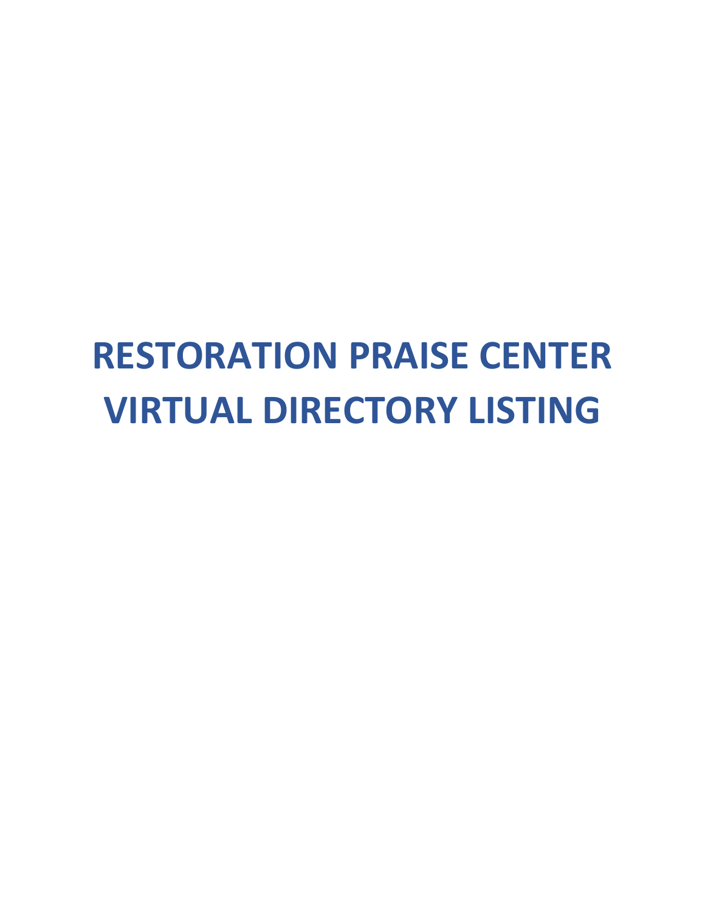# RESTORATION PRAISE CENTER VIRTUAL DIRECTORY LISTING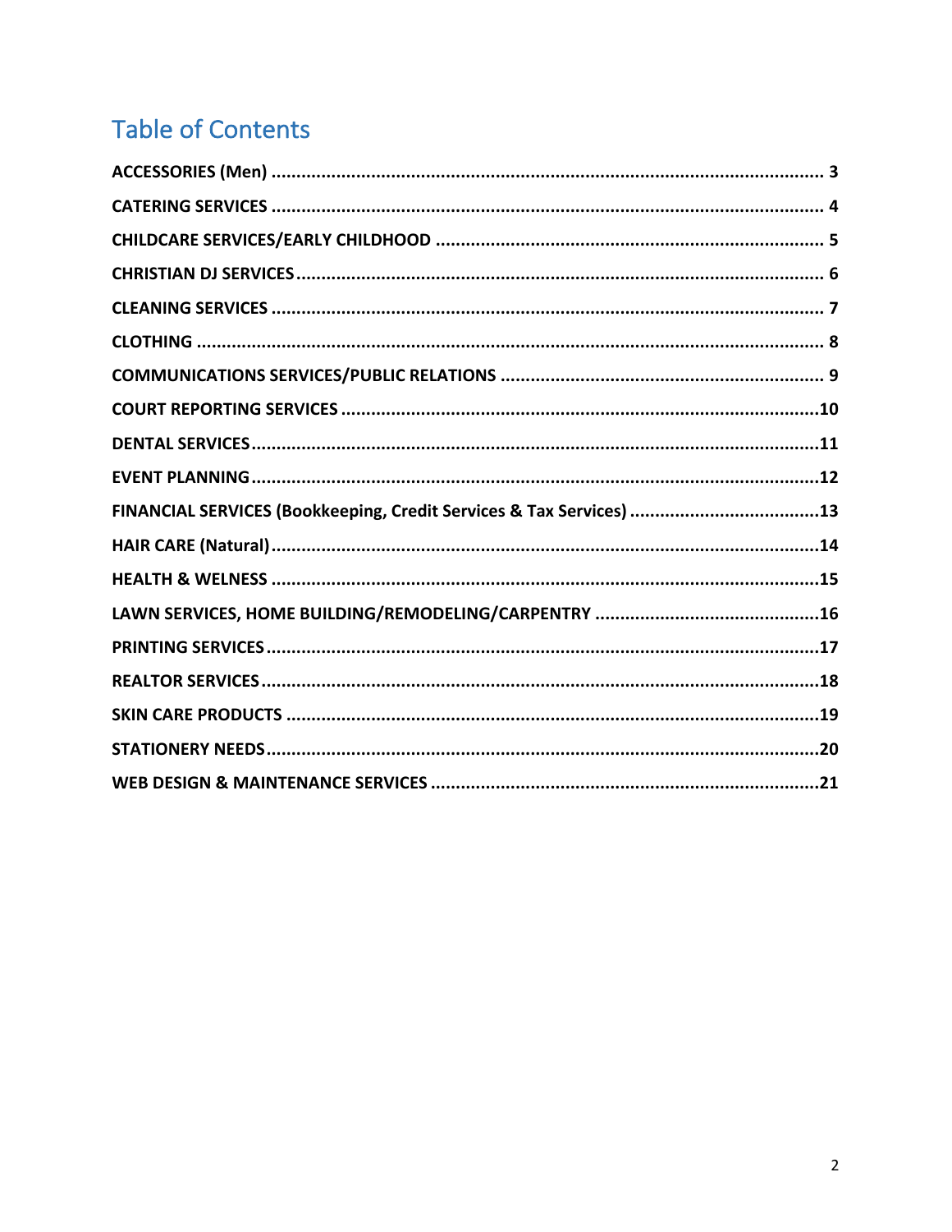# Table of Contents

**ACCESSORIES (Men)** ........ 3

**CATERING SERVICES** ........ 4

**CHILDCARE SERVICES/EARLY CHILDHOOD** ........ 5

**CHRISTIAN DJ SERVICES** ........ 6

**CLEANING SERVICES** ........ 7

**CLOTHING** ........ 8

**COMMUNICATIONS SERVICES/PUBLIC RELATIONS** ........ 9

**COURT REPORTING SERVICES** ........ 10

**DENTAL SERVICES** ........ 11

**EVENT PLANNING** ........ 12

**FINANCIAL SERVICES (Bookkeeping, Credit Services & Tax Services)** ........ 13

**HAIR CARE (Natural)** ........ 14

**HEALTH & WELNESS** ........ 15

**LAWN SERVICES, HOME BUILDING/REMODELING/CARPENTRY** ........ 16

**PRINTING SERVICES** ........ 17

**REALTOR SERVICES** ........ 18

**SKIN CARE PRODUCTS** ........ 19

**STATIONERY NEEDS** ........ 20

**WEB DESIGN & MAINTENANCE SERVICES** ........ 21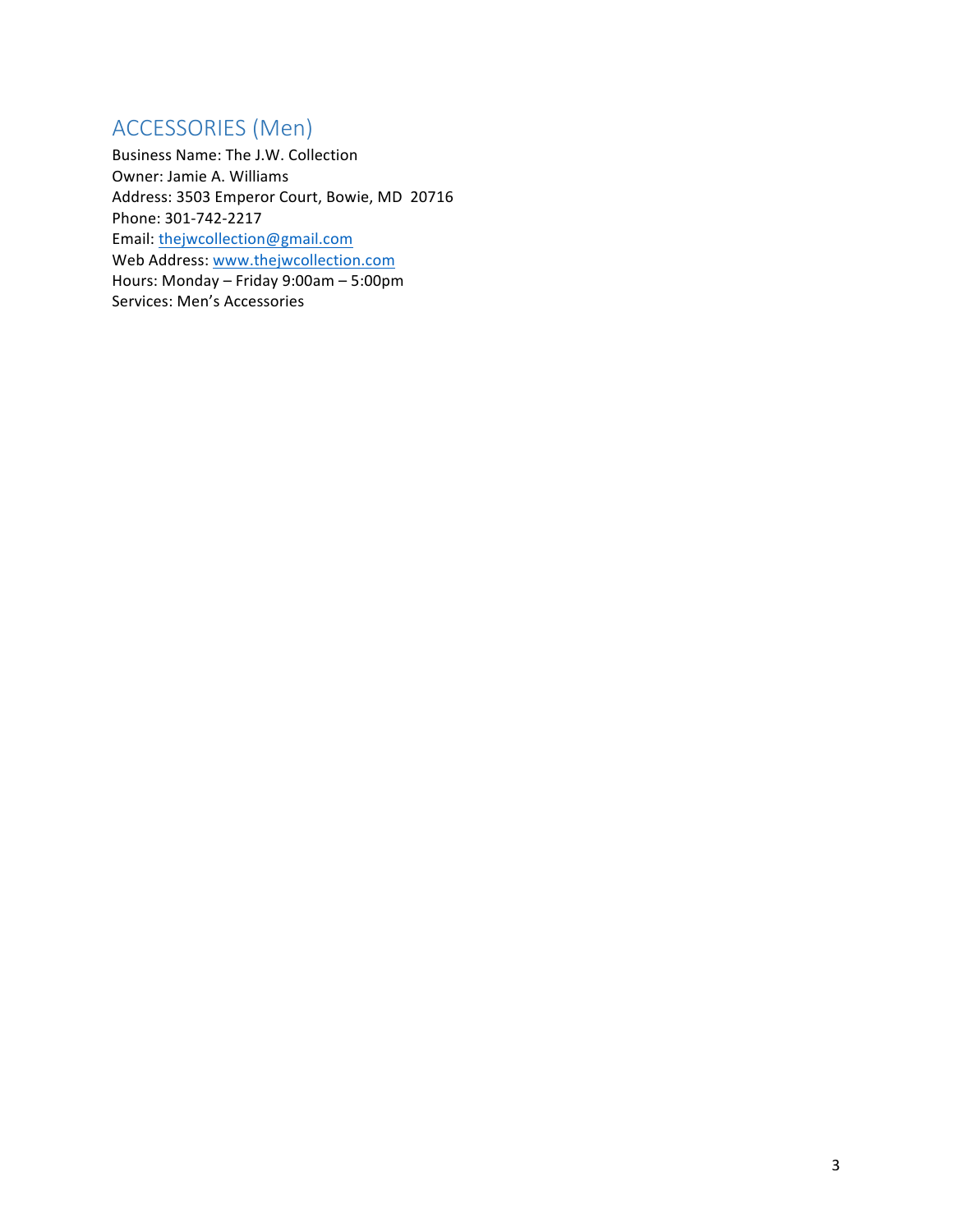## ACCESSORIES (Men)

Business Name: The J.W. Collection
Owner: Jamie A. Williams
Address: 3503 Emperor Court, Bowie, MD 20716
Phone: 301-742-2217
Email: thejwcollection@gmail.com
Web Address: www.thejwcollection.com
Hours: Monday – Friday 9:00am – 5:00pm
Services: Men's Accessories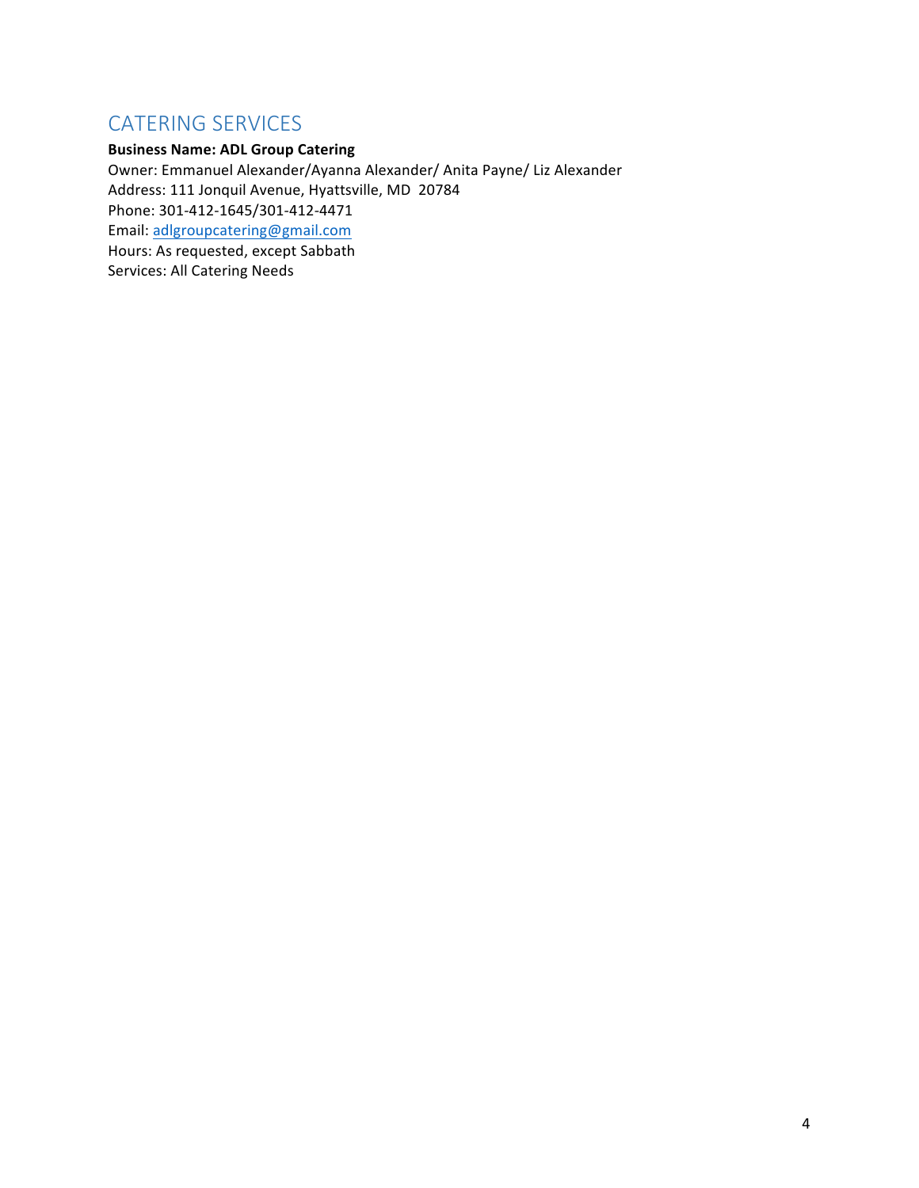## CATERING SERVICES

**Business Name: ADL Group Catering**
Owner: Emmanuel Alexander/Ayanna Alexander/ Anita Payne/ Liz Alexander
Address: 111 Jonquil Avenue, Hyattsville, MD  20784
Phone: 301-412-1645/301-412-4471
Email: adlgroupcatering@gmail.com
Hours: As requested, except Sabbath
Services: All Catering Needs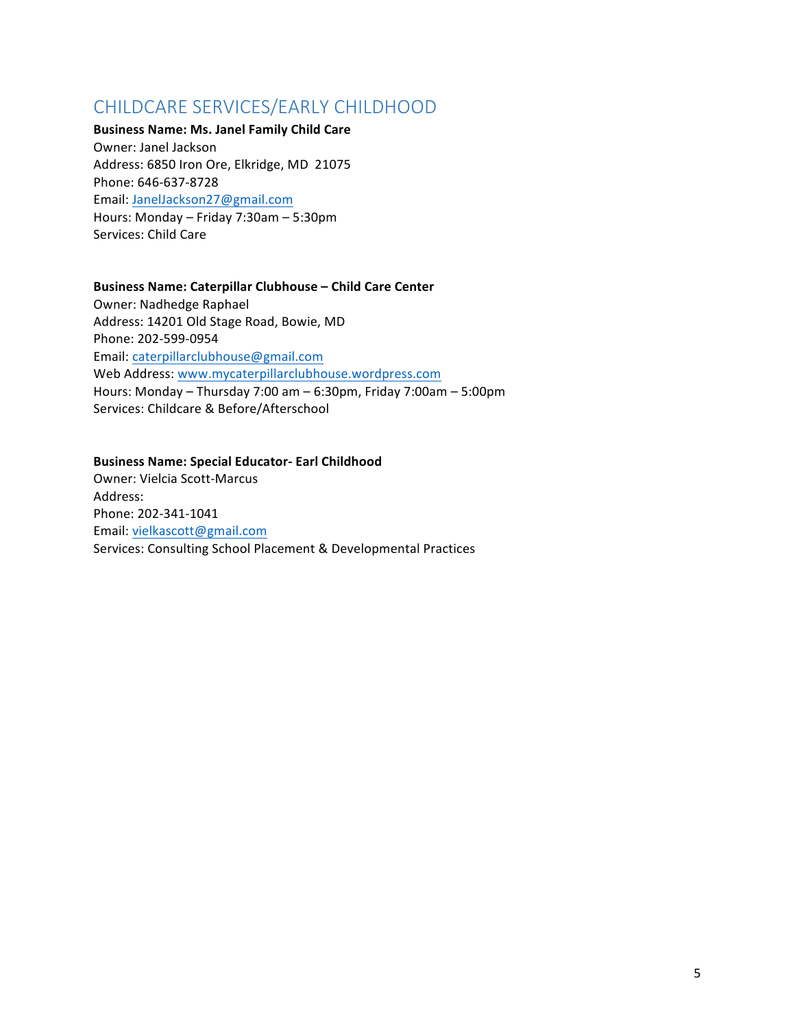## CHILDCARE SERVICES/EARLY CHILDHOOD

**Business Name: Ms. Janel Family Child Care**
Owner: Janel Jackson
Address: 6850 Iron Ore, Elkridge, MD 21075
Phone: 646-637-8728
Email: JanelJackson27@gmail.com
Hours: Monday – Friday 7:30am – 5:30pm
Services: Child Care

**Business Name: Caterpillar Clubhouse – Child Care Center**
Owner: Nadhedge Raphael
Address: 14201 Old Stage Road, Bowie, MD
Phone: 202-599-0954
Email: caterpillarclubhouse@gmail.com
Web Address: www.mycaterpillarclubhouse.wordpress.com
Hours: Monday – Thursday 7:00 am – 6:30pm, Friday 7:00am – 5:00pm
Services: Childcare & Before/Afterschool

**Business Name: Special Educator- Earl Childhood**
Owner: Vielcia Scott-Marcus
Address:
Phone: 202-341-1041
Email: vielkascott@gmail.com
Services: Consulting School Placement & Developmental Practices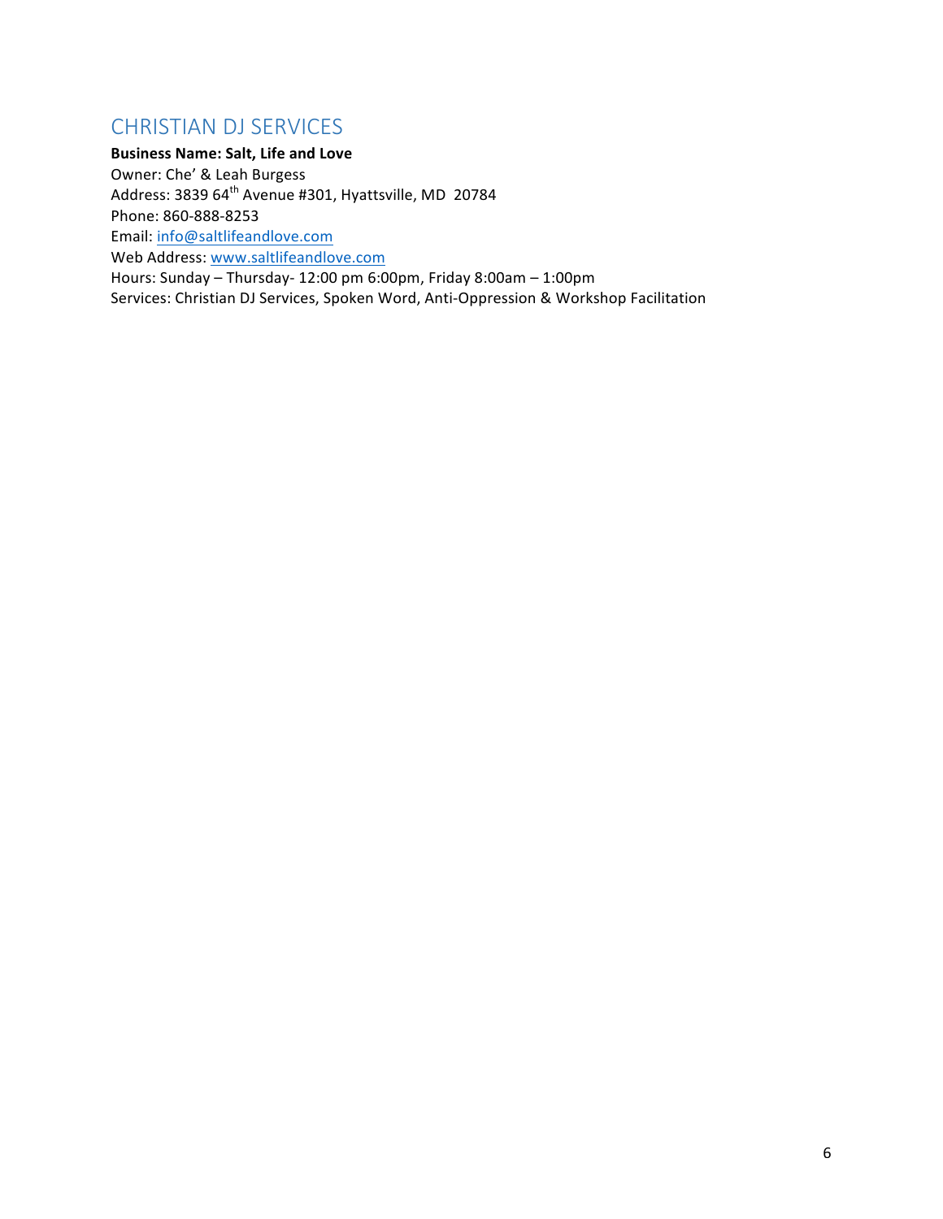## CHRISTIAN DJ SERVICES

**Business Name: Salt, Life and Love**
Owner: Che' & Leah Burgess
Address: 3839 64th Avenue #301, Hyattsville, MD 20784
Phone: 860-888-8253
Email: info@saltlifeandlove.com
Web Address: www.saltlifeandlove.com
Hours: Sunday – Thursday- 12:00 pm 6:00pm, Friday 8:00am – 1:00pm
Services: Christian DJ Services, Spoken Word, Anti-Oppression & Workshop Facilitation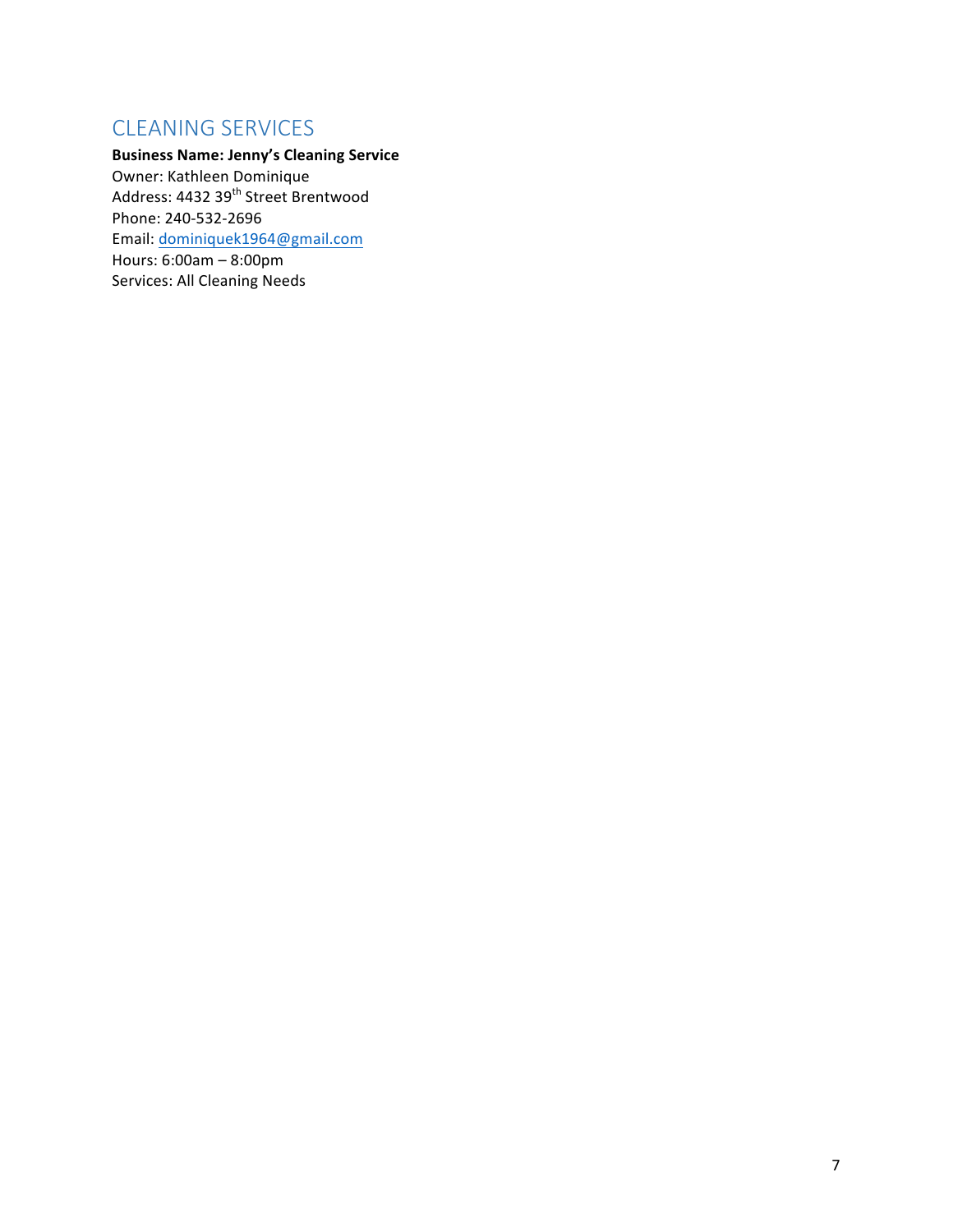## CLEANING SERVICES

**Business Name: Jenny's Cleaning Service**
Owner: Kathleen Dominique
Address: 4432 39th Street Brentwood
Phone: 240-532-2696
Email: dominiquek1964@gmail.com
Hours: 6:00am – 8:00pm
Services: All Cleaning Needs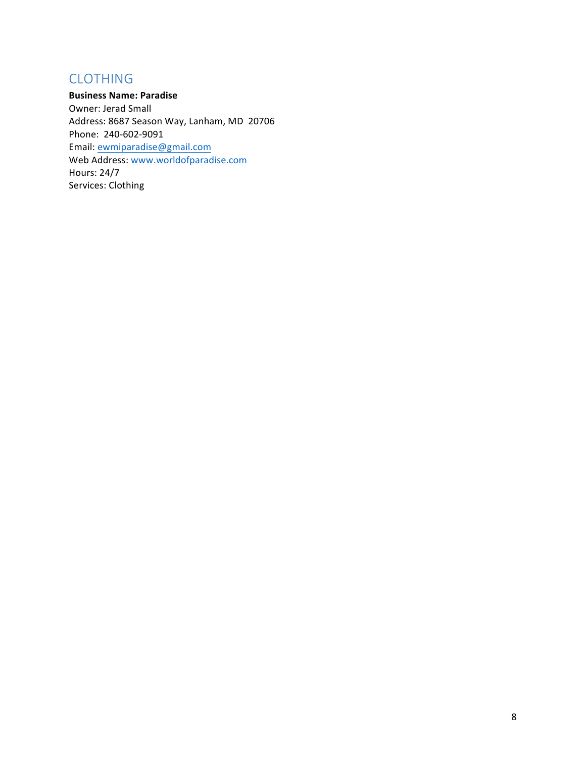## CLOTHING

**Business Name: Paradise**
Owner: Jerad Small
Address: 8687 Season Way, Lanham, MD 20706
Phone: 240-602-9091
Email: ewmiparadise@gmail.com
Web Address: www.worldofparadise.com
Hours: 24/7
Services: Clothing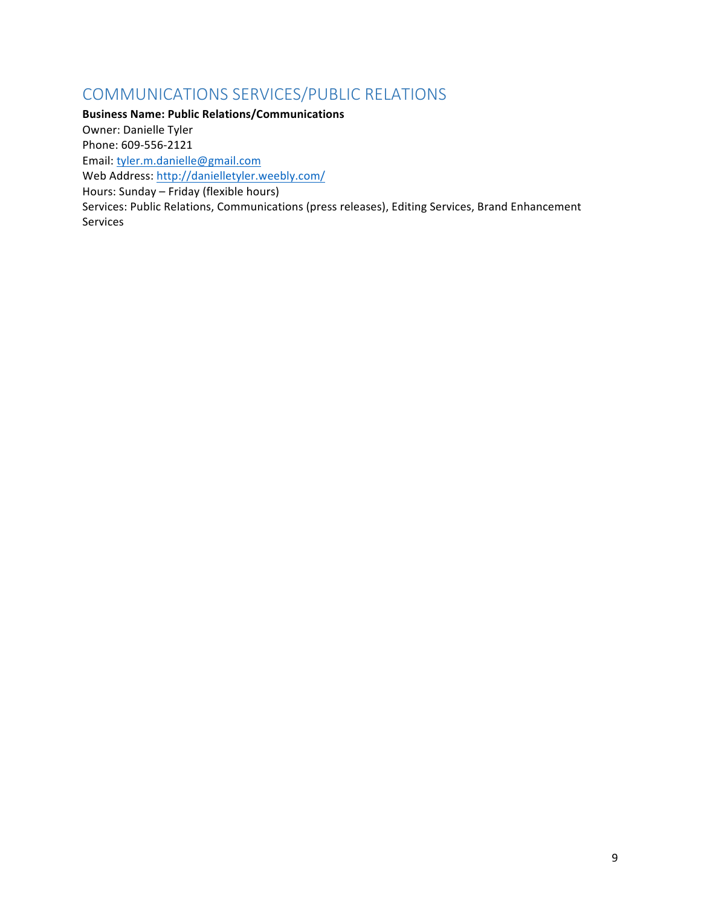## COMMUNICATIONS SERVICES/PUBLIC RELATIONS

**Business Name: Public Relations/Communications**
Owner: Danielle Tyler
Phone: 609-556-2121
Email: tyler.m.danielle@gmail.com
Web Address: http://danielletyler.weebly.com/
Hours: Sunday – Friday (flexible hours)
Services: Public Relations, Communications (press releases), Editing Services, Brand Enhancement Services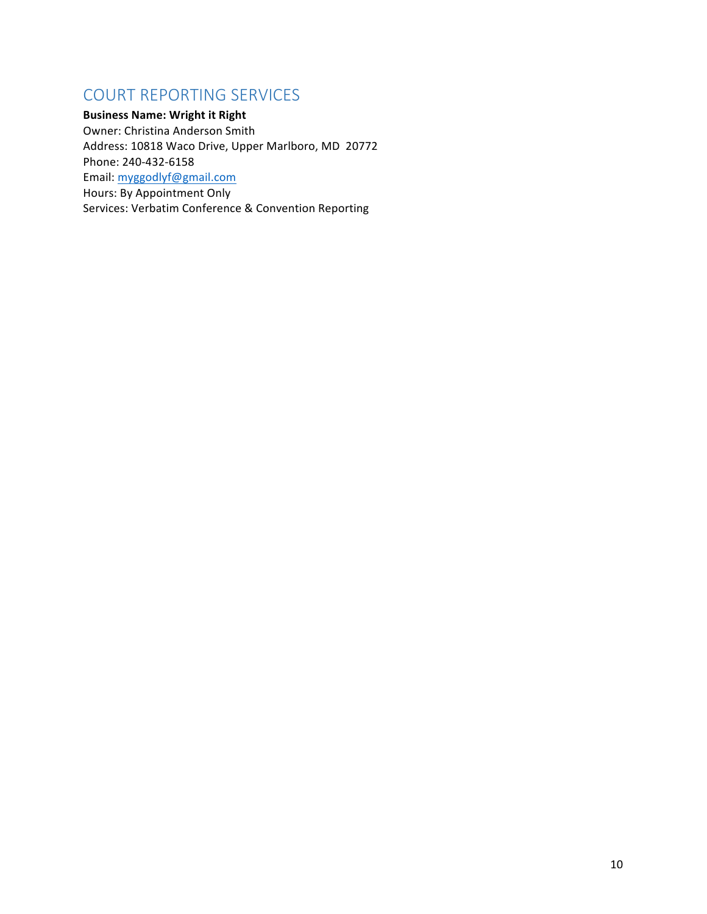## COURT REPORTING SERVICES

**Business Name: Wright it Right**
Owner: Christina Anderson Smith
Address: 10818 Waco Drive, Upper Marlboro, MD 20772
Phone: 240-432-6158
Email: myggodlyf@gmail.com
Hours: By Appointment Only
Services: Verbatim Conference & Convention Reporting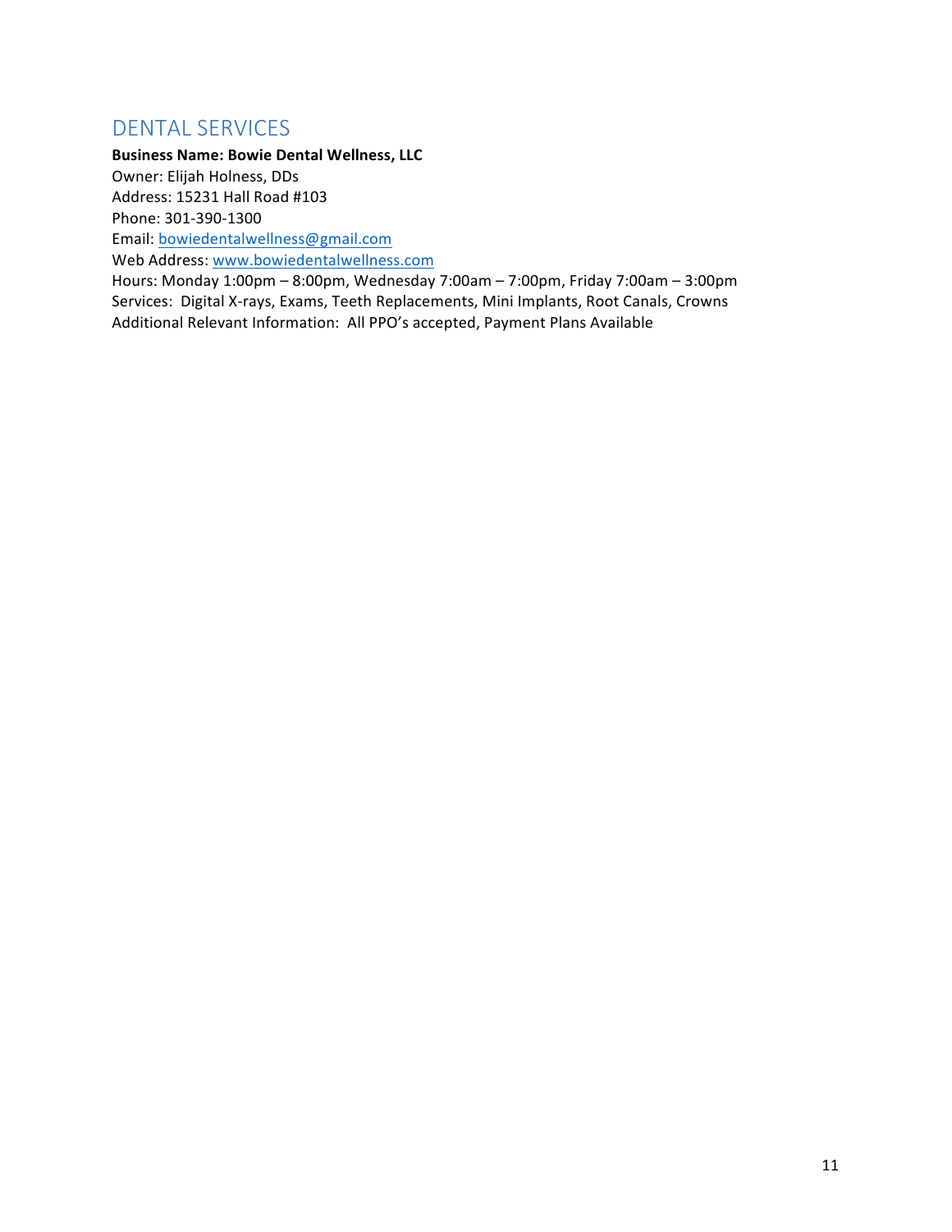## DENTAL SERVICES

**Business Name: Bowie Dental Wellness, LLC**
Owner: Elijah Holness, DDs
Address: 15231 Hall Road #103
Phone: 301-390-1300
Email: bowiedentalwellness@gmail.com
Web Address: www.bowiedentalwellness.com
Hours: Monday 1:00pm – 8:00pm, Wednesday 7:00am – 7:00pm, Friday 7:00am – 3:00pm
Services: Digital X-rays, Exams, Teeth Replacements, Mini Implants, Root Canals, Crowns
Additional Relevant Information: All PPO's accepted, Payment Plans Available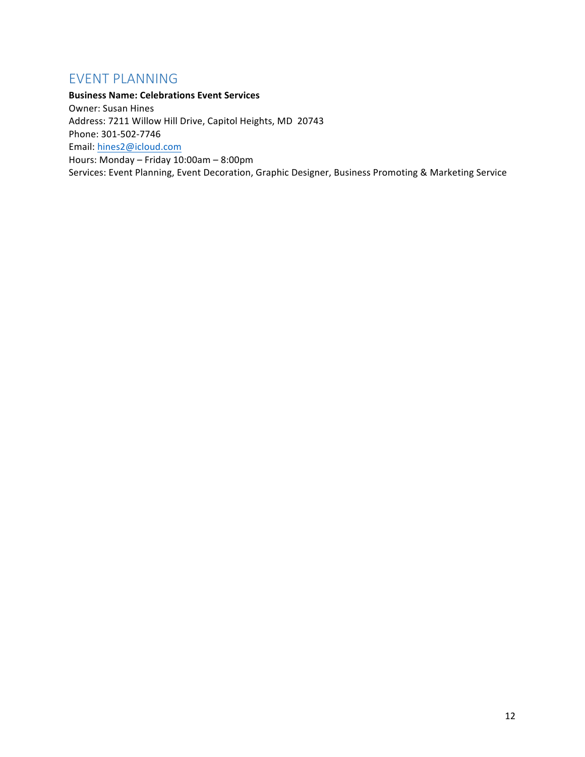## EVENT PLANNING

**Business Name: Celebrations Event Services**
Owner: Susan Hines
Address: 7211 Willow Hill Drive, Capitol Heights, MD 20743
Phone: 301-502-7746
Email: hines2@icloud.com
Hours: Monday – Friday 10:00am – 8:00pm
Services: Event Planning, Event Decoration, Graphic Designer, Business Promoting & Marketing Service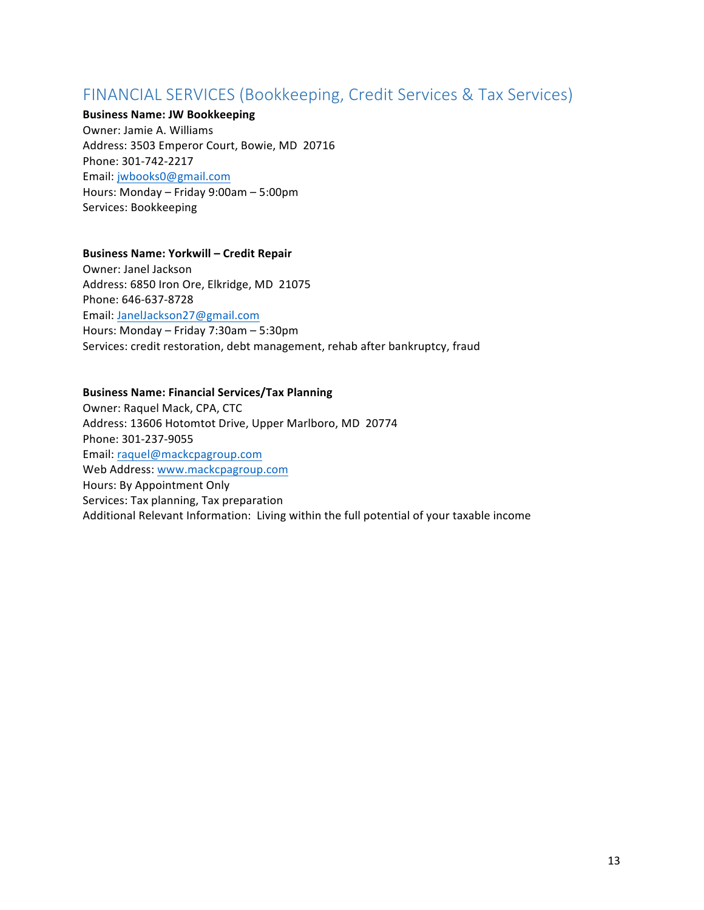## FINANCIAL SERVICES (Bookkeeping, Credit Services & Tax Services)

**Business Name: JW Bookkeeping**
Owner: Jamie A. Williams
Address: 3503 Emperor Court, Bowie, MD 20716
Phone: 301-742-2217
Email: jwbooks0@gmail.com
Hours: Monday – Friday 9:00am – 5:00pm
Services: Bookkeeping

**Business Name: Yorkwill – Credit Repair**
Owner: Janel Jackson
Address: 6850 Iron Ore, Elkridge, MD 21075
Phone: 646-637-8728
Email: JanelJackson27@gmail.com
Hours: Monday – Friday 7:30am – 5:30pm
Services: credit restoration, debt management, rehab after bankruptcy, fraud

**Business Name: Financial Services/Tax Planning**
Owner: Raquel Mack, CPA, CTC
Address: 13606 Hotomtot Drive, Upper Marlboro, MD 20774
Phone: 301-237-9055
Email: raquel@mackcpagroup.com
Web Address: www.mackcpagroup.com
Hours: By Appointment Only
Services: Tax planning, Tax preparation
Additional Relevant Information: Living within the full potential of your taxable income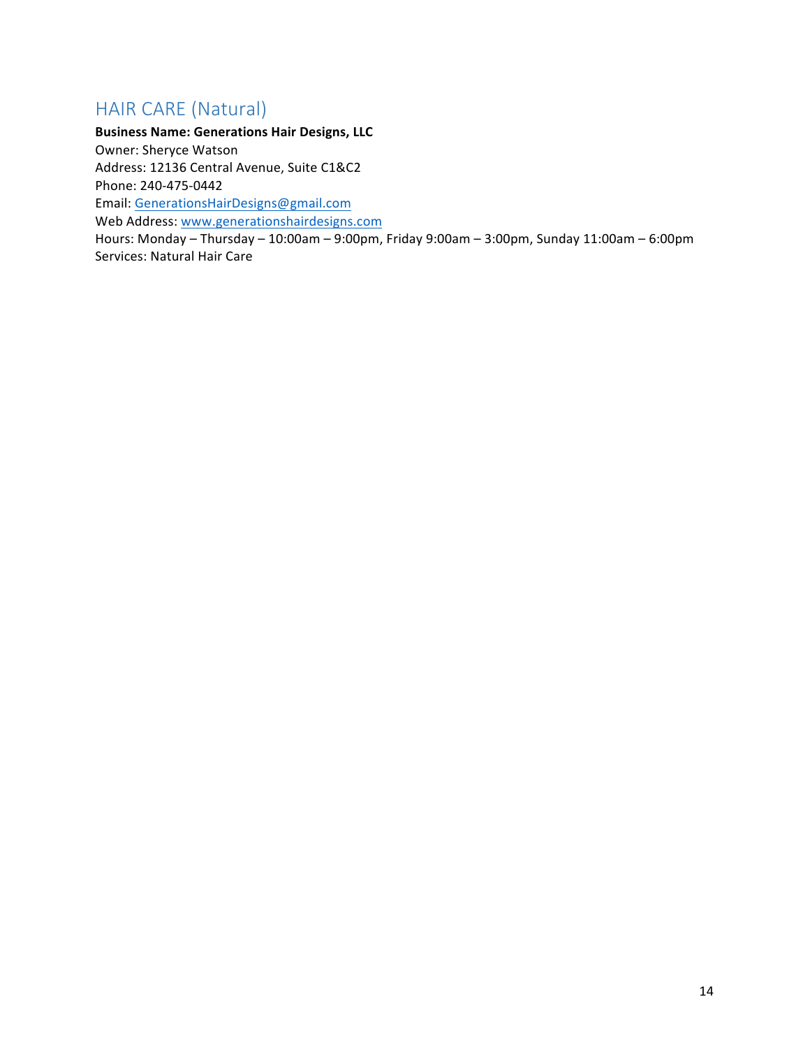## HAIR CARE (Natural)

**Business Name: Generations Hair Designs, LLC**
Owner: Sheryce Watson
Address: 12136 Central Avenue, Suite C1&C2
Phone: 240-475-0442
Email: GenerationsHairDesigns@gmail.com
Web Address: www.generationshairdesigns.com
Hours: Monday – Thursday – 10:00am – 9:00pm, Friday 9:00am – 3:00pm, Sunday 11:00am – 6:00pm
Services: Natural Hair Care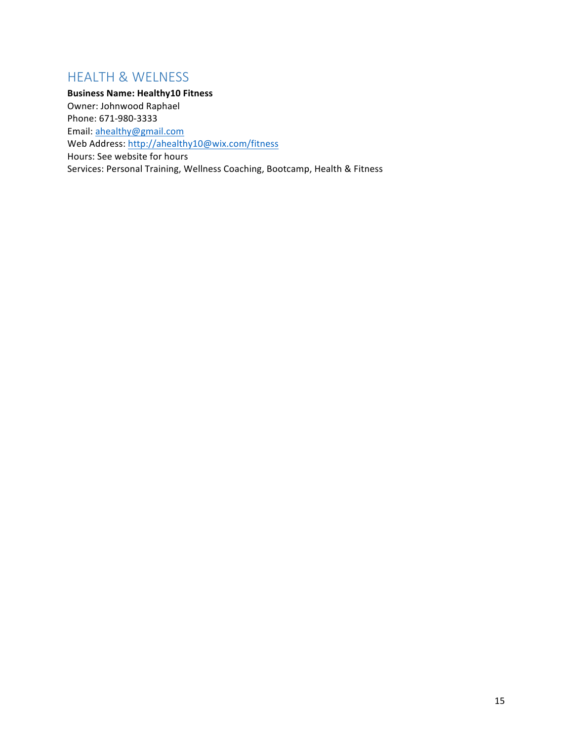## HEALTH & WELNESS

**Business Name: Healthy10 Fitness**
Owner: Johnwood Raphael
Phone: 671-980-3333
Email: ahealthy@gmail.com
Web Address: http://ahealthy10@wix.com/fitness
Hours: See website for hours
Services: Personal Training, Wellness Coaching, Bootcamp, Health & Fitness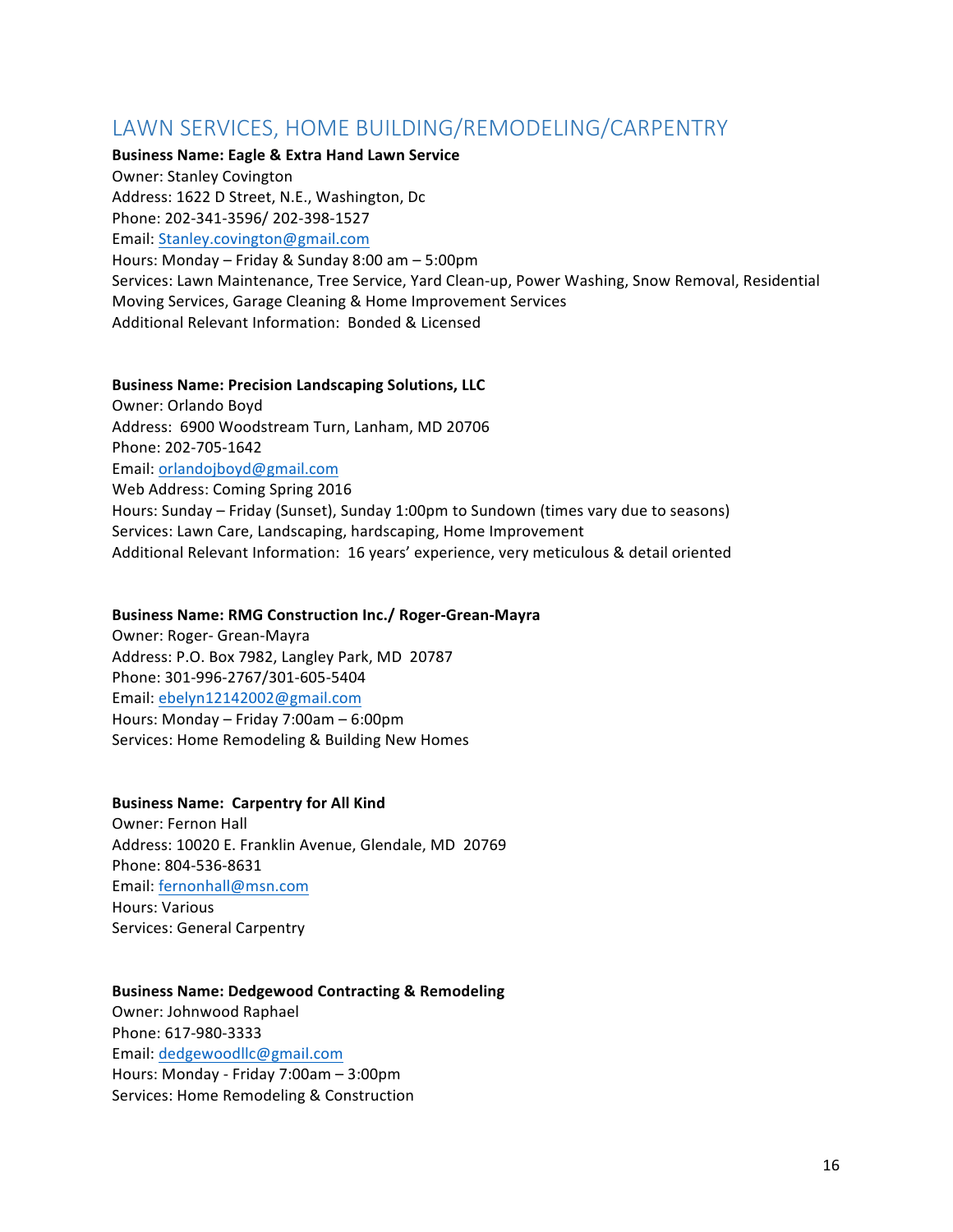## LAWN SERVICES, HOME BUILDING/REMODELING/CARPENTRY

**Business Name: Eagle & Extra Hand Lawn Service**
Owner: Stanley Covington
Address: 1622 D Street, N.E., Washington, Dc
Phone: 202-341-3596/ 202-398-1527
Email: Stanley.covington@gmail.com
Hours: Monday – Friday & Sunday 8:00 am – 5:00pm
Services: Lawn Maintenance, Tree Service, Yard Clean-up, Power Washing, Snow Removal, Residential Moving Services, Garage Cleaning & Home Improvement Services
Additional Relevant Information: Bonded & Licensed

**Business Name: Precision Landscaping Solutions, LLC**
Owner: Orlando Boyd
Address: 6900 Woodstream Turn, Lanham, MD 20706
Phone: 202-705-1642
Email: orlandojboyd@gmail.com
Web Address: Coming Spring 2016
Hours: Sunday – Friday (Sunset), Sunday 1:00pm to Sundown (times vary due to seasons)
Services: Lawn Care, Landscaping, hardscaping, Home Improvement
Additional Relevant Information: 16 years' experience, very meticulous & detail oriented

**Business Name: RMG Construction Inc./ Roger-Grean-Mayra**
Owner: Roger- Grean-Mayra
Address: P.O. Box 7982, Langley Park, MD 20787
Phone: 301-996-2767/301-605-5404
Email: ebelyn12142002@gmail.com
Hours: Monday – Friday 7:00am – 6:00pm
Services: Home Remodeling & Building New Homes

**Business Name: Carpentry for All Kind**
Owner: Fernon Hall
Address: 10020 E. Franklin Avenue, Glendale, MD 20769
Phone: 804-536-8631
Email: fernonhall@msn.com
Hours: Various
Services: General Carpentry

**Business Name: Dedgewood Contracting & Remodeling**
Owner: Johnwood Raphael
Phone: 617-980-3333
Email: dedgewoodllc@gmail.com
Hours: Monday - Friday 7:00am – 3:00pm
Services: Home Remodeling & Construction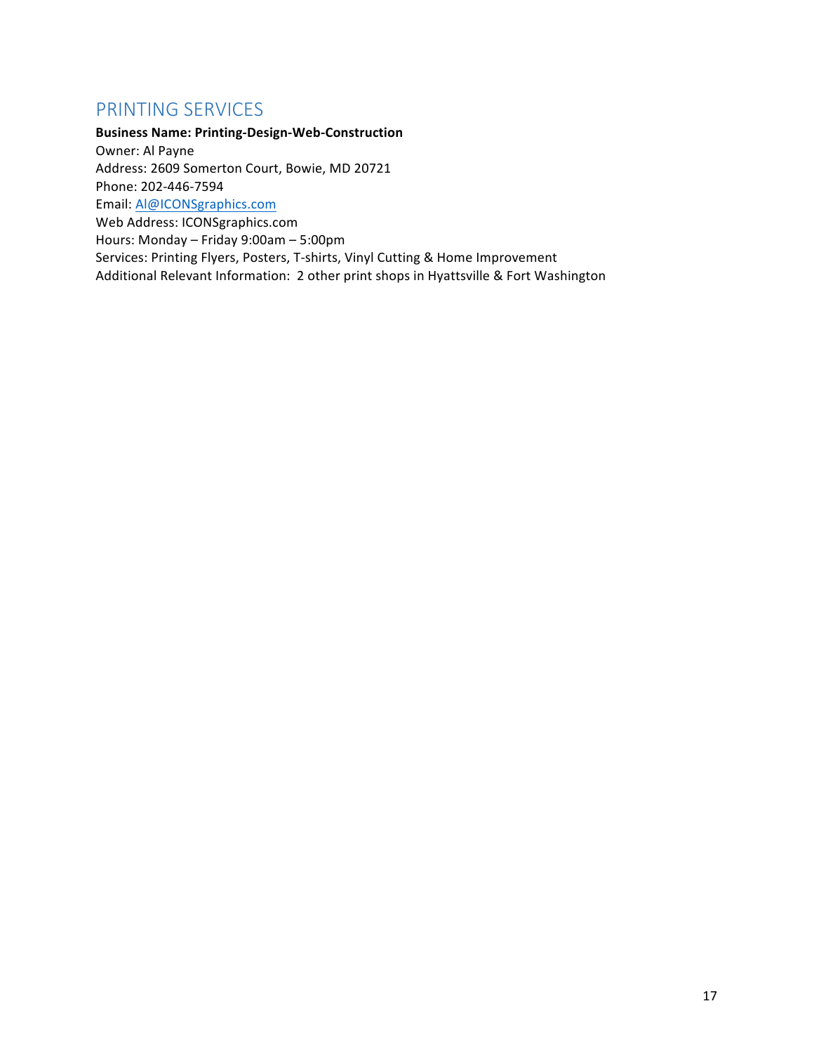## PRINTING SERVICES

**Business Name: Printing-Design-Web-Construction**
Owner: Al Payne
Address: 2609 Somerton Court, Bowie, MD 20721
Phone: 202-446-7594
Email: [Al@ICONSgraphics.com](mailto:Al@ICONSgraphics.com)
Web Address: ICONSgraphics.com
Hours: Monday – Friday 9:00am – 5:00pm
Services: Printing Flyers, Posters, T-shirts, Vinyl Cutting & Home Improvement
Additional Relevant Information: 2 other print shops in Hyattsville & Fort Washington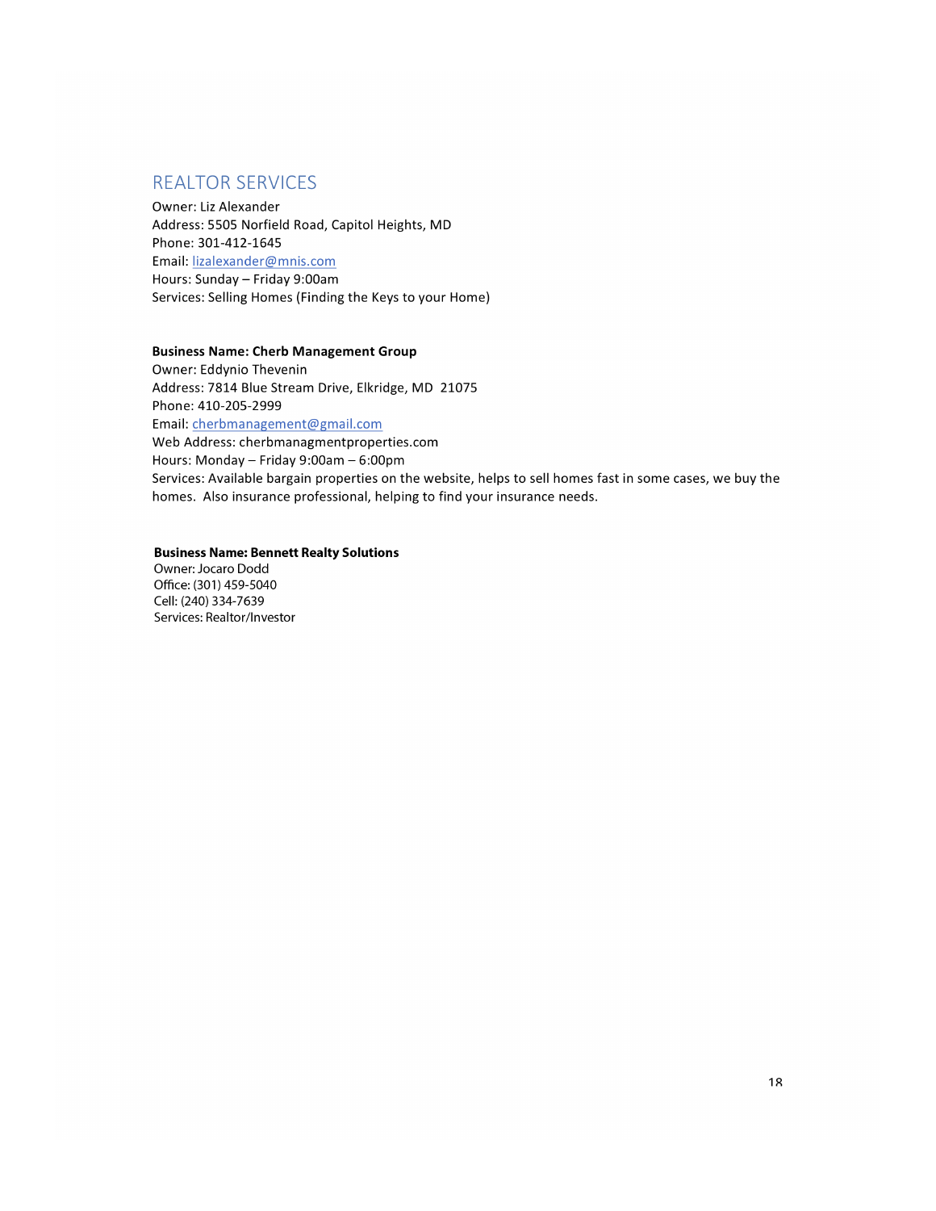# REALTOR SERVICES

Owner: Liz Alexander
Address: 5505 Norfield Road, Capitol Heights, MD
Phone: 301-412-1645
Email: lizalexander@mnis.com
Hours: Sunday – Friday 9:00am
Services: Selling Homes (Finding the Keys to your Home)

**Business Name: Cherb Management Group**
Owner: Eddynio Thevenin
Address: 7814 Blue Stream Drive, Elkridge, MD 21075
Phone: 410-205-2999
Email: cherbmanagement@gmail.com
Web Address: cherbmanagmentproperties.com
Hours: Monday – Friday 9:00am – 6:00pm
Services: Available bargain properties on the website, helps to sell homes fast in some cases, we buy the homes. Also insurance professional, helping to find your insurance needs.

**Business Name: Bennett Realty Solutions**
Owner: Jocaro Dodd
Office: (301) 459-5040
Cell: (240) 334-7639
Services: Realtor/Investor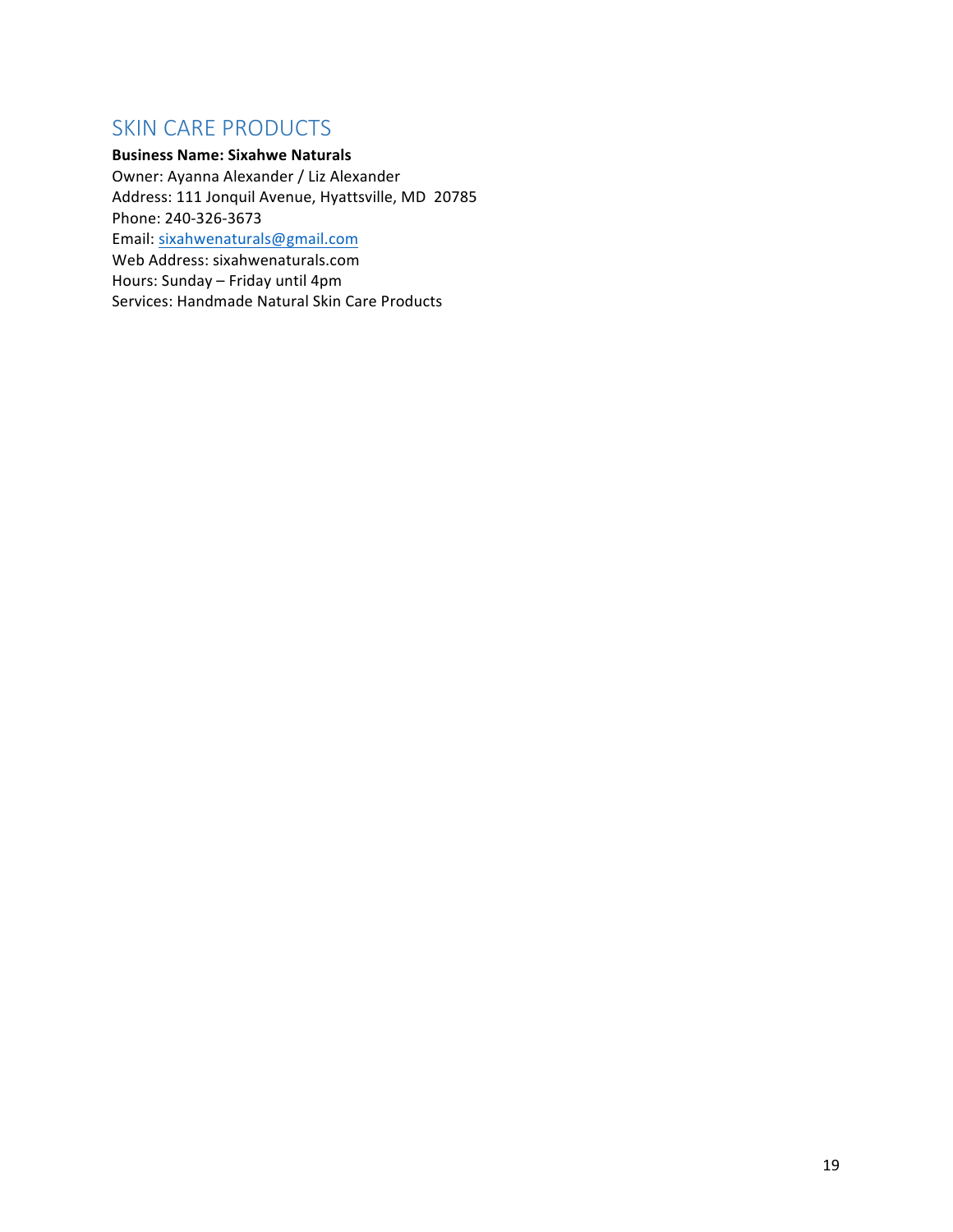## SKIN CARE PRODUCTS

**Business Name: Sixahwe Naturals**
Owner: Ayanna Alexander / Liz Alexander
Address: 111 Jonquil Avenue, Hyattsville, MD 20785
Phone: 240-326-3673
Email: sixahwenaturals@gmail.com
Web Address: sixahwenaturals.com
Hours: Sunday – Friday until 4pm
Services: Handmade Natural Skin Care Products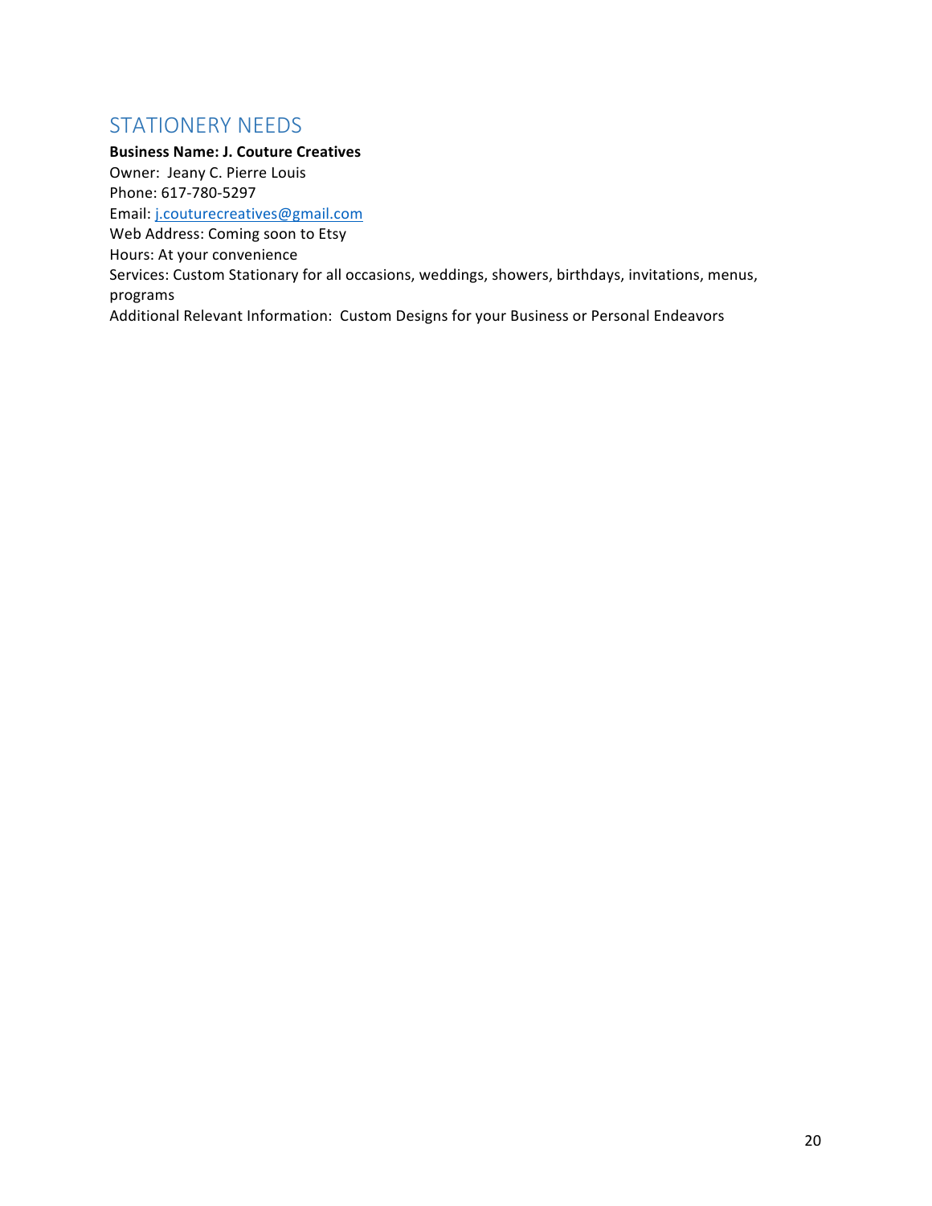## STATIONERY NEEDS

**Business Name: J. Couture Creatives**
Owner: Jeany C. Pierre Louis
Phone: 617-780-5297
Email: j.couturecreatives@gmail.com
Web Address: Coming soon to Etsy
Hours: At your convenience
Services: Custom Stationary for all occasions, weddings, showers, birthdays, invitations, menus, programs
Additional Relevant Information: Custom Designs for your Business or Personal Endeavors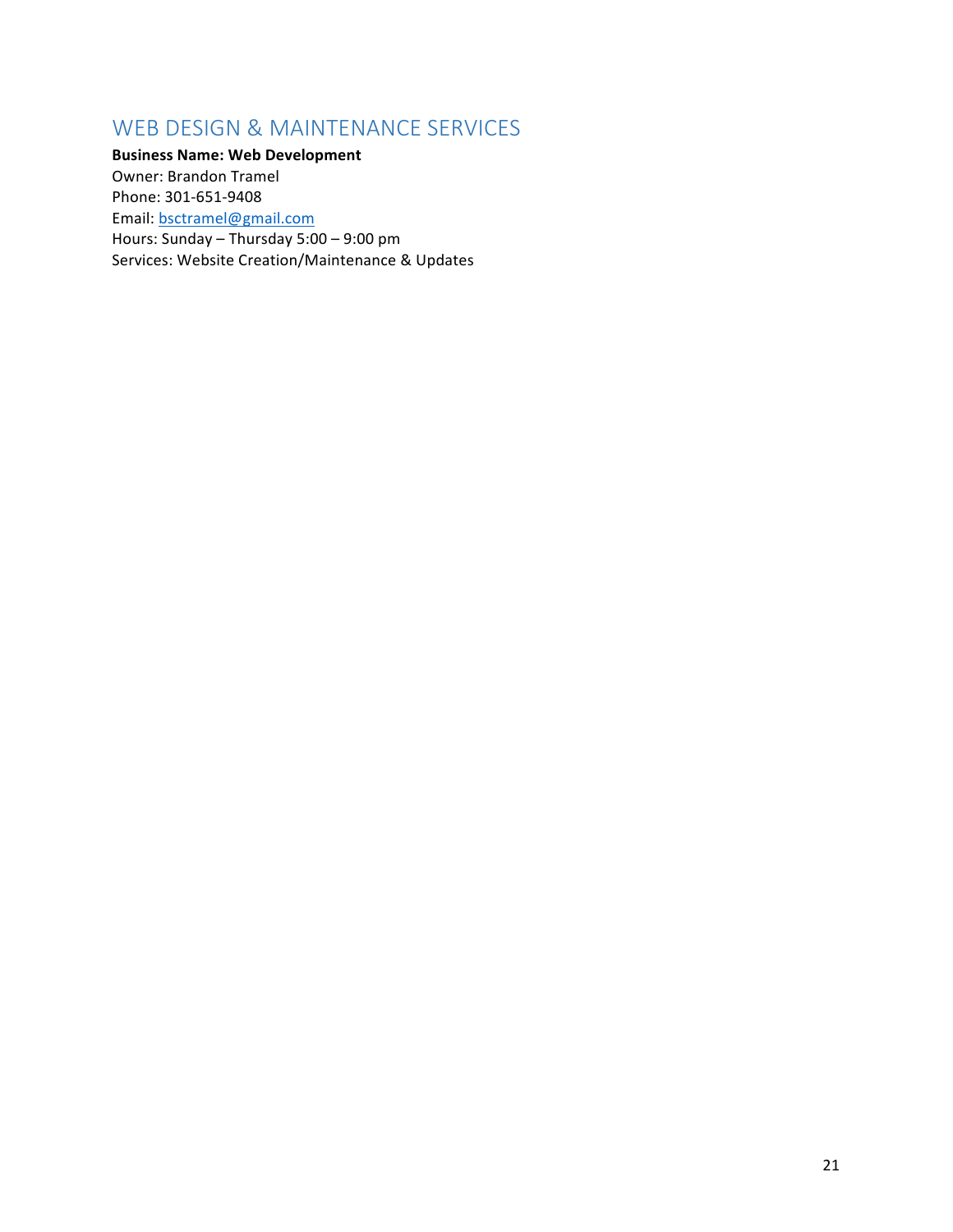## WEB DESIGN & MAINTENANCE SERVICES

**Business Name: Web Development**
Owner: Brandon Tramel
Phone: 301-651-9408
Email: bsctramel@gmail.com
Hours: Sunday – Thursday 5:00 – 9:00 pm
Services: Website Creation/Maintenance & Updates